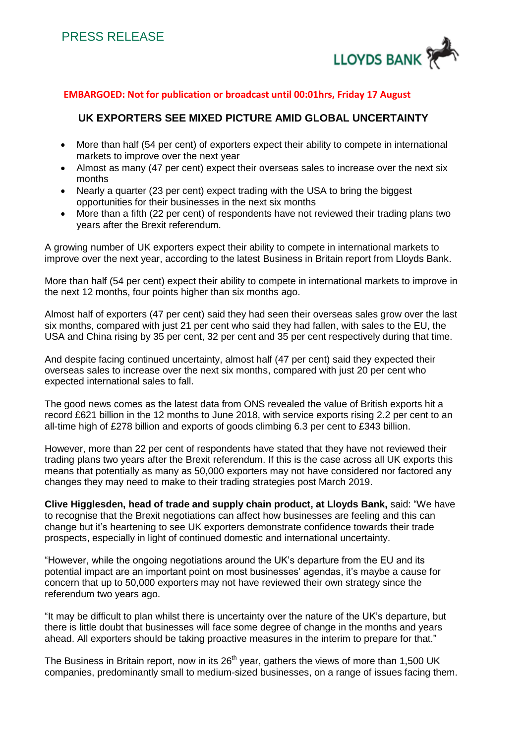PRESS RELEASE

LLOYDS BANK

**EMBARGOED: Not for publication or broadcast until 00:01hrs, Friday 17 August**

## UK EXPORTERS SEE MIXED PICTURE AMID GLOBAL UNCERTAINTY

- More than half (54 per cent) of exporters expect their ability to compete in international markets to improve over the next year
- Almost as many (47 per cent) expect their overseas sales to increase over the next six months
- Nearly a quarter (23 per cent) expect trading with the USA to bring the biggest opportunities for their businesses in the next six months
- More than a fifth (22 per cent) of respondents have not reviewed their trading plans two years after the Brexit referendum.

A growing number of UK exporters expect their ability to compete in international markets to improve over the next year, according to the latest Business in Britain report from Lloyds Bank.

More than half (54 per cent) expect their ability to compete in international markets to improve in the next 12 months, four points higher than six months ago.

Almost half of exporters (47 per cent) said they had seen their overseas sales grow over the last six months, compared with just 21 per cent who said they had fallen, with sales to the EU, the USA and China rising by 35 per cent, 32 per cent and 35 per cent respectively during that time.

And despite facing continued uncertainty, almost half (47 per cent) said they expected their overseas sales to increase over the next six months, compared with just 20 per cent who expected international sales to fall.

The good news comes as the latest data from ONS revealed the value of British exports hit a record £621 billion in the 12 months to June 2018, with service exports rising 2.2 per cent to an all-time high of £278 billion and exports of goods climbing 6.3 per cent to £343 billion.

However, more than 22 per cent of respondents have stated that they have not reviewed their trading plans two years after the Brexit referendum. If this is the case across all UK exports this means that potentially as many as 50,000 exporters may not have considered nor factored any changes they may need to make to their trading strategies post March 2019.

**Clive Higglesden, head of trade and supply chain product, at Lloyds Bank,** said: "We have to recognise that the Brexit negotiations can affect how businesses are feeling and this can change but it's heartening to see UK exporters demonstrate confidence towards their trade prospects, especially in light of continued domestic and international uncertainty.

"However, while the ongoing negotiations around the UK's departure from the EU and its potential impact are an important point on most businesses' agendas, it's maybe a cause for concern that up to 50,000 exporters may not have reviewed their own strategy since the referendum two years ago.

"It may be difficult to plan whilst there is uncertainty over the nature of the UK's departure, but there is little doubt that businesses will face some degree of change in the months and years ahead. All exporters should be taking proactive measures in the interim to prepare for that."

The Business in Britain report, now in its 26th year, gathers the views of more than 1,500 UK companies, predominantly small to medium-sized businesses, on a range of issues facing them.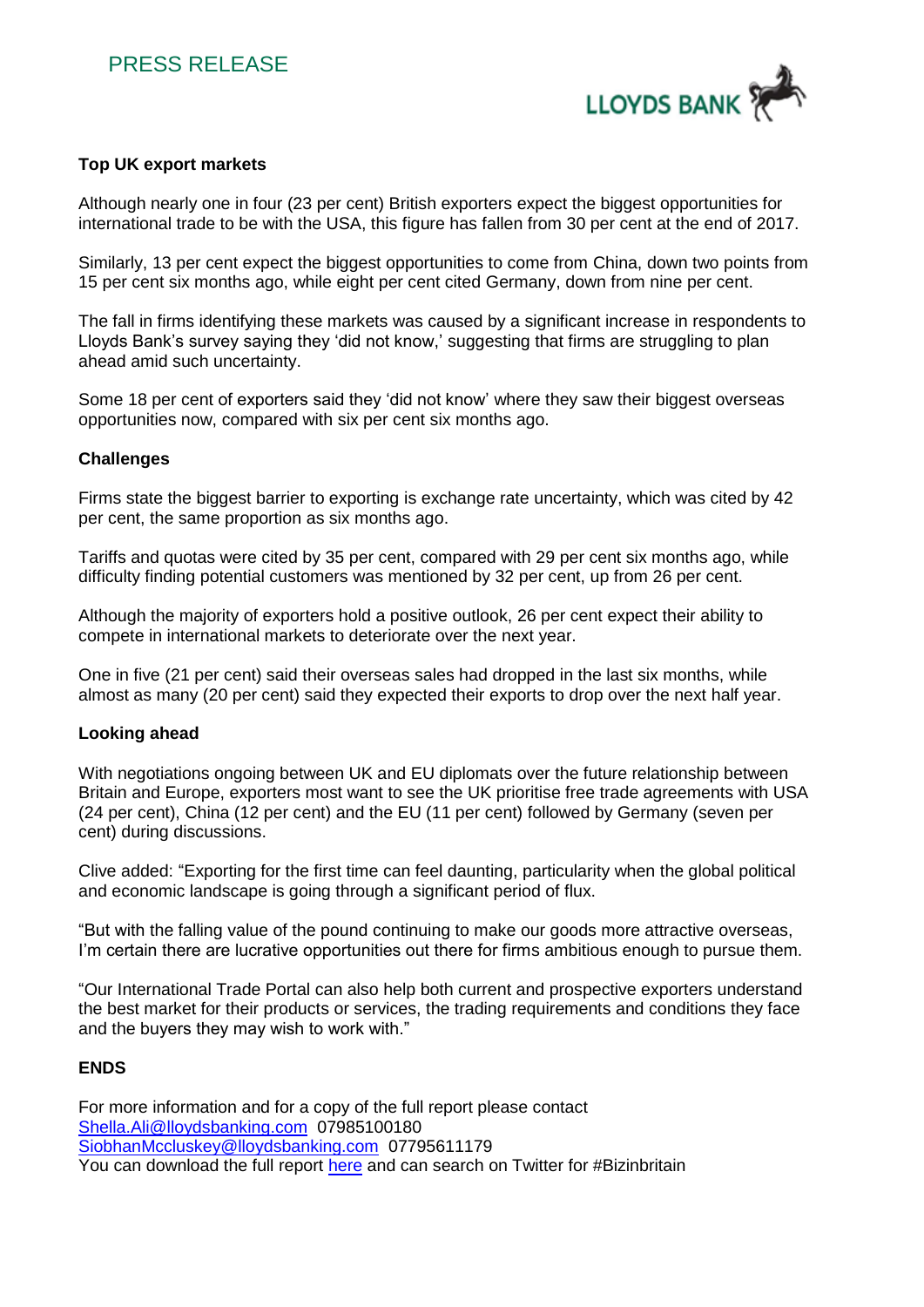## PRESS RELEASE

### Top UK export markets

Although nearly one in four (23 per cent) British exporters expect the biggest opportunities for international trade to be with the USA, this figure has fallen from 30 per cent at the end of 2017.

Similarly, 13 per cent expect the biggest opportunities to come from China, down two points from 15 per cent six months ago, while eight per cent cited Germany, down from nine per cent.

The fall in firms identifying these markets was caused by a significant increase in respondents to Lloyds Bank's survey saying they 'did not know,' suggesting that firms are struggling to plan ahead amid such uncertainty.

Some 18 per cent of exporters said they 'did not know' where they saw their biggest overseas opportunities now, compared with six per cent six months ago.

### Challenges

Firms state the biggest barrier to exporting is exchange rate uncertainty, which was cited by 42 per cent, the same proportion as six months ago.

Tariffs and quotas were cited by 35 per cent, compared with 29 per cent six months ago, while difficulty finding potential customers was mentioned by 32 per cent, up from 26 per cent.

Although the majority of exporters hold a positive outlook, 26 per cent expect their ability to compete in international markets to deteriorate over the next year.

One in five (21 per cent) said their overseas sales had dropped in the last six months, while almost as many (20 per cent) said they expected their exports to drop over the next half year.

### Looking ahead

With negotiations ongoing between UK and EU diplomats over the future relationship between Britain and Europe, exporters most want to see the UK prioritise free trade agreements with USA (24 per cent), China (12 per cent) and the EU (11 per cent) followed by Germany (seven per cent) during discussions.

Clive added: "Exporting for the first time can feel daunting, particularity when the global political and economic landscape is going through a significant period of flux.

"But with the falling value of the pound continuing to make our goods more attractive overseas, I'm certain there are lucrative opportunities out there for firms ambitious enough to pursue them.

"Our International Trade Portal can also help both current and prospective exporters understand the best market for their products or services, the trading requirements and conditions they face and the buyers they may wish to work with."

**ENDS**

For more information and for a copy of the full report please contact
Shella.Ali@lloydsbanking.com 07985100180
SiobhanMccluskey@lloydsbanking.com 07795611179
You can download the full report here and can search on Twitter for #Bizinbritain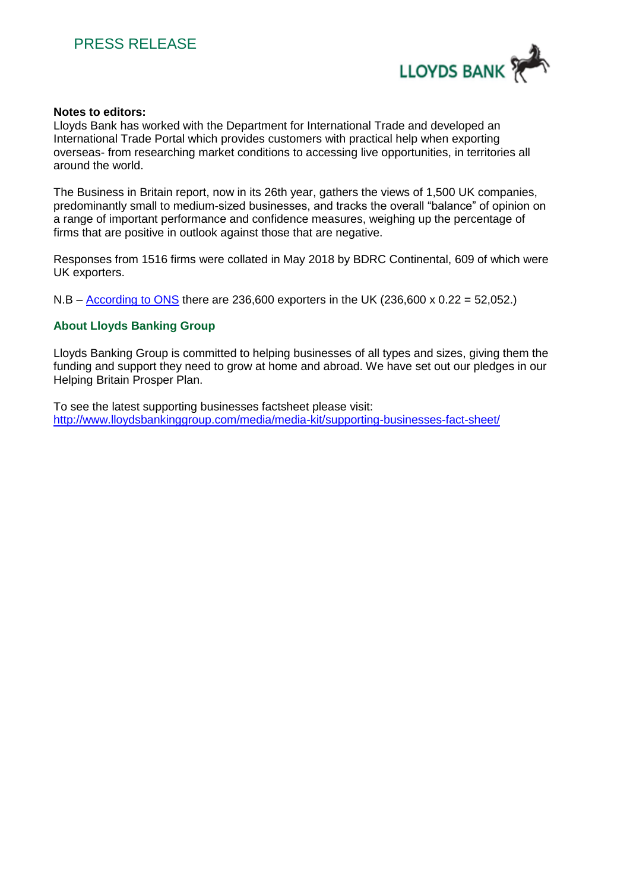**Notes to editors:**
Lloyds Bank has worked with the Department for International Trade and developed an International Trade Portal which provides customers with practical help when exporting overseas- from researching market conditions to accessing live opportunities, in territories all around the world.

The Business in Britain report, now in its 26th year, gathers the views of 1,500 UK companies, predominantly small to medium-sized businesses, and tracks the overall "balance" of opinion on a range of important performance and confidence measures, weighing up the percentage of firms that are positive in outlook against those that are negative.

Responses from 1516 firms were collated in May 2018 by BDRC Continental, 609 of which were UK exporters.

N.B – According to ONS there are 236,600 exporters in the UK (236,600 x 0.22 = 52,052.)

### About Lloyds Banking Group

Lloyds Banking Group is committed to helping businesses of all types and sizes, giving them the funding and support they need to grow at home and abroad. We have set out our pledges in our Helping Britain Prosper Plan.

To see the latest supporting businesses factsheet please visit:
http://www.lloydsbankinggroup.com/media/media-kit/supporting-businesses-fact-sheet/